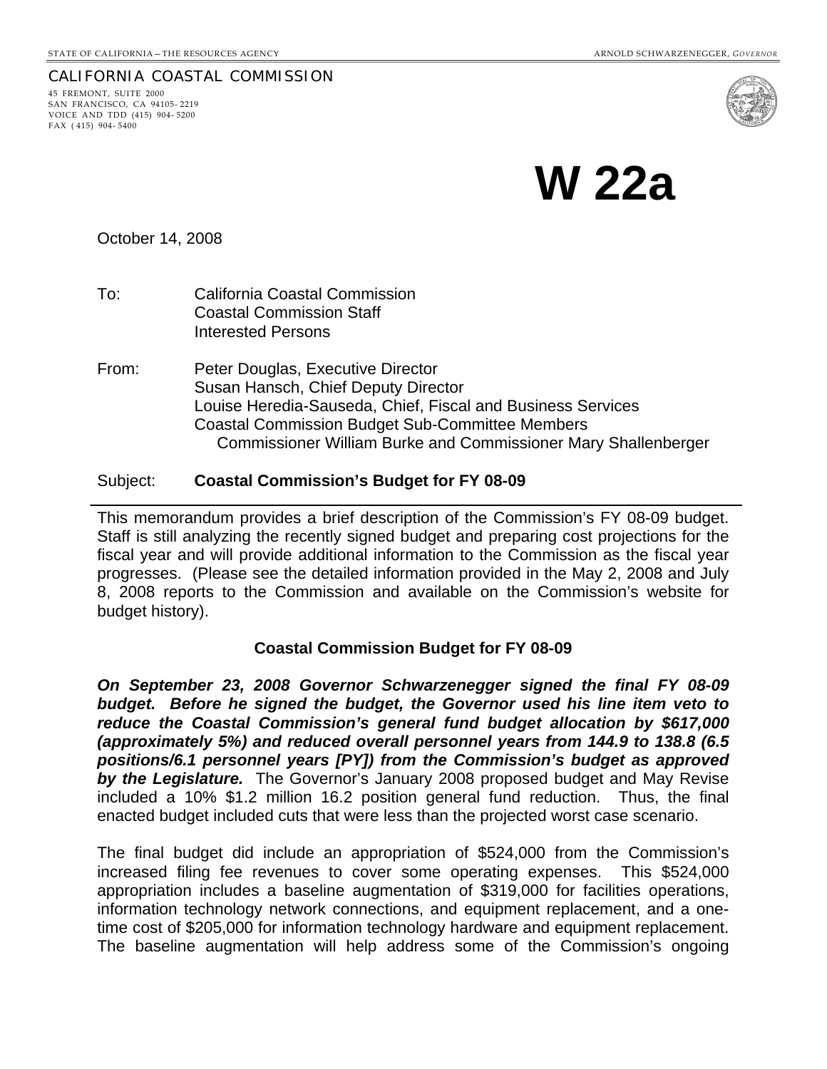STATE OF CALIFORNIA — THE RESOURCES AGENCY ARNOLD SCHWARZENEGGER, *GOVERNOR*

CALIFORNIA COASTAL COMMISSION
45 FREMONT, SUITE 2000
SAN FRANCISCO, CA 94105-2219
VOICE AND TDD (415) 904-5200
FAX (415) 904-5400

# W 22a

October 14, 2008

To: California Coastal Commission
Coastal Commission Staff
Interested Persons

From: Peter Douglas, Executive Director
Susan Hansch, Chief Deputy Director
Louise Heredia-Sauseda, Chief, Fiscal and Business Services
Coastal Commission Budget Sub-Committee Members
Commissioner William Burke and Commissioner Mary Shallenberger

Subject: **Coastal Commission's Budget for FY 08-09**

---

This memorandum provides a brief description of the Commission's FY 08-09 budget. Staff is still analyzing the recently signed budget and preparing cost projections for the fiscal year and will provide additional information to the Commission as the fiscal year progresses. (Please see the detailed information provided in the May 2, 2008 and July 8, 2008 reports to the Commission and available on the Commission's website for budget history).

**Coastal Commission Budget for FY 08-09**

***On September 23, 2008 Governor Schwarzenegger signed the final FY 08-09 budget. Before he signed the budget, the Governor used his line item veto to reduce the Coastal Commission's general fund budget allocation by $617,000 (approximately 5%) and reduced overall personnel years from 144.9 to 138.8 (6.5 positions/6.1 personnel years [PY]) from the Commission's budget as approved by the Legislature.*** The Governor's January 2008 proposed budget and May Revise included a 10% $1.2 million 16.2 position general fund reduction. Thus, the final enacted budget included cuts that were less than the projected worst case scenario.

The final budget did include an appropriation of $524,000 from the Commission's increased filing fee revenues to cover some operating expenses. This $524,000 appropriation includes a baseline augmentation of $319,000 for facilities operations, information technology network connections, and equipment replacement, and a one-time cost of $205,000 for information technology hardware and equipment replacement. The baseline augmentation will help address some of the Commission's ongoing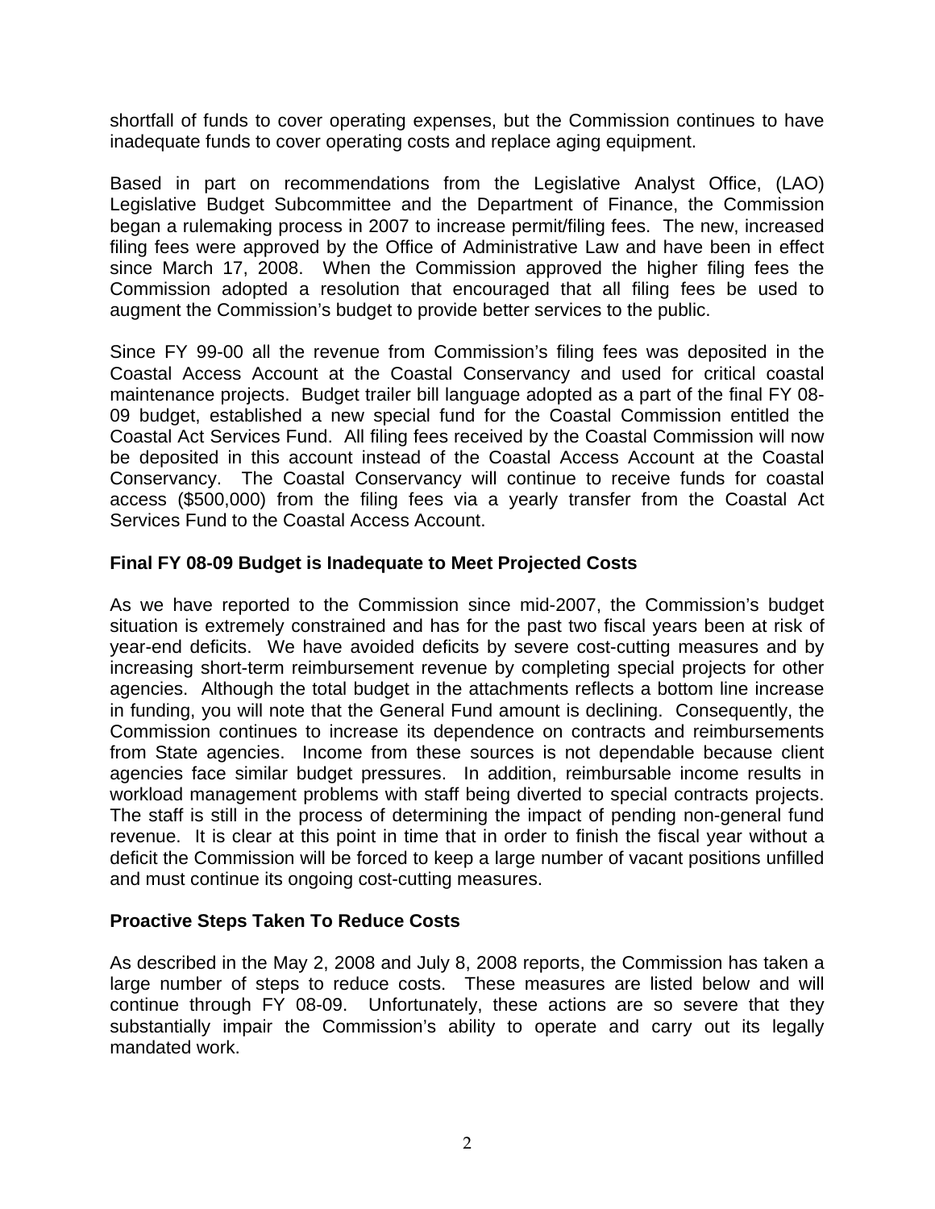shortfall of funds to cover operating expenses, but the Commission continues to have inadequate funds to cover operating costs and replace aging equipment.

Based in part on recommendations from the Legislative Analyst Office, (LAO) Legislative Budget Subcommittee and the Department of Finance, the Commission began a rulemaking process in 2007 to increase permit/filing fees. The new, increased filing fees were approved by the Office of Administrative Law and have been in effect since March 17, 2008. When the Commission approved the higher filing fees the Commission adopted a resolution that encouraged that all filing fees be used to augment the Commission's budget to provide better services to the public.

Since FY 99-00 all the revenue from Commission's filing fees was deposited in the Coastal Access Account at the Coastal Conservancy and used for critical coastal maintenance projects. Budget trailer bill language adopted as a part of the final FY 08-09 budget, established a new special fund for the Coastal Commission entitled the Coastal Act Services Fund. All filing fees received by the Coastal Commission will now be deposited in this account instead of the Coastal Access Account at the Coastal Conservancy. The Coastal Conservancy will continue to receive funds for coastal access ($500,000) from the filing fees via a yearly transfer from the Coastal Act Services Fund to the Coastal Access Account.

**Final FY 08-09 Budget is Inadequate to Meet Projected Costs**

As we have reported to the Commission since mid-2007, the Commission's budget situation is extremely constrained and has for the past two fiscal years been at risk of year-end deficits. We have avoided deficits by severe cost-cutting measures and by increasing short-term reimbursement revenue by completing special projects for other agencies. Although the total budget in the attachments reflects a bottom line increase in funding, you will note that the General Fund amount is declining. Consequently, the Commission continues to increase its dependence on contracts and reimbursements from State agencies. Income from these sources is not dependable because client agencies face similar budget pressures. In addition, reimbursable income results in workload management problems with staff being diverted to special contracts projects. The staff is still in the process of determining the impact of pending non-general fund revenue. It is clear at this point in time that in order to finish the fiscal year without a deficit the Commission will be forced to keep a large number of vacant positions unfilled and must continue its ongoing cost-cutting measures.

**Proactive Steps Taken To Reduce Costs**

As described in the May 2, 2008 and July 8, 2008 reports, the Commission has taken a large number of steps to reduce costs. These measures are listed below and will continue through FY 08-09. Unfortunately, these actions are so severe that they substantially impair the Commission's ability to operate and carry out its legally mandated work.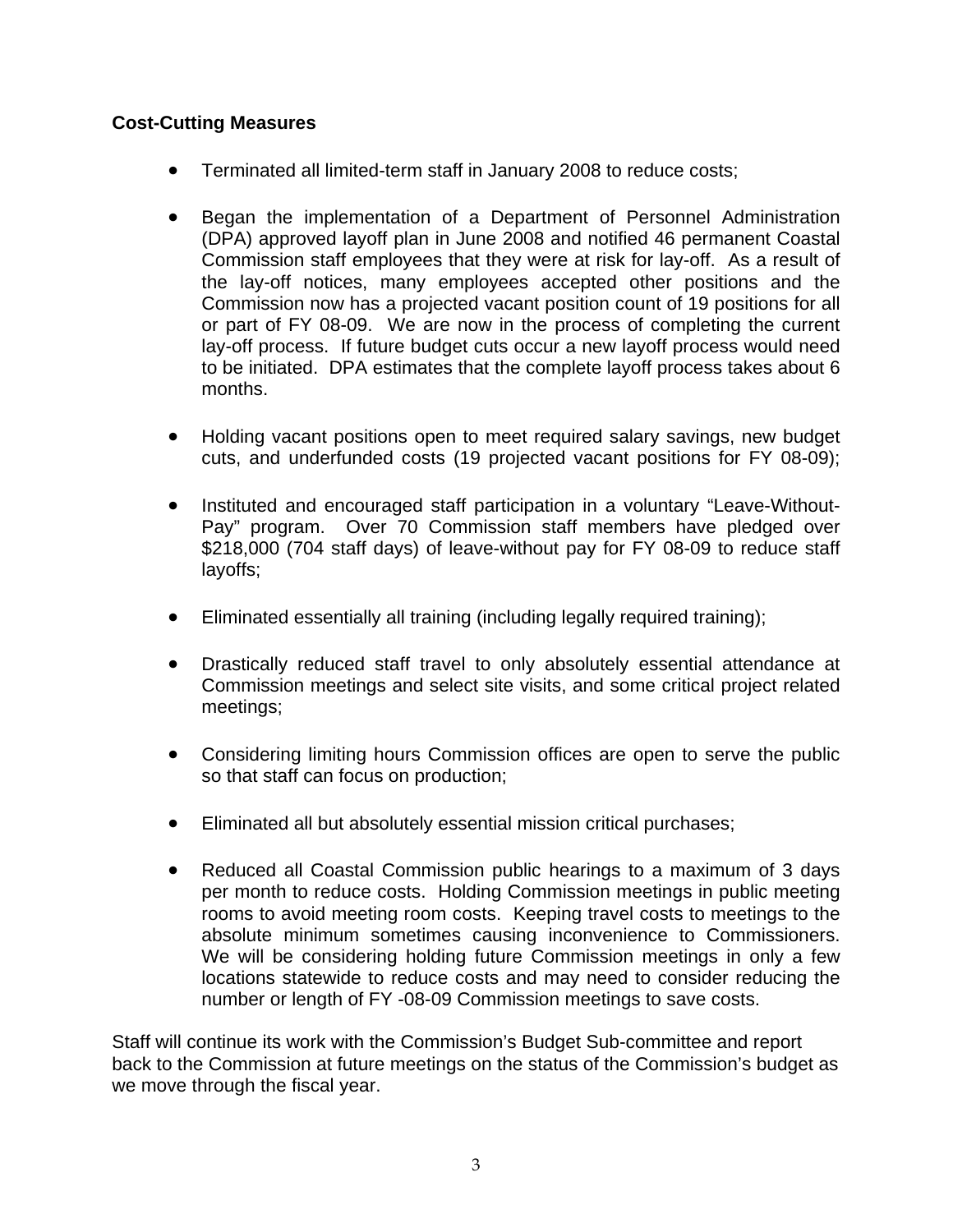**Cost-Cutting Measures**

- Terminated all limited-term staff in January 2008 to reduce costs;

- Began the implementation of a Department of Personnel Administration (DPA) approved layoff plan in June 2008 and notified 46 permanent Coastal Commission staff employees that they were at risk for lay-off. As a result of the lay-off notices, many employees accepted other positions and the Commission now has a projected vacant position count of 19 positions for all or part of FY 08-09. We are now in the process of completing the current lay-off process. If future budget cuts occur a new layoff process would need to be initiated. DPA estimates that the complete layoff process takes about 6 months.

- Holding vacant positions open to meet required salary savings, new budget cuts, and underfunded costs (19 projected vacant positions for FY 08-09);

- Instituted and encouraged staff participation in a voluntary "Leave-Without-Pay" program. Over 70 Commission staff members have pledged over $218,000 (704 staff days) of leave-without pay for FY 08-09 to reduce staff layoffs;

- Eliminated essentially all training (including legally required training);

- Drastically reduced staff travel to only absolutely essential attendance at Commission meetings and select site visits, and some critical project related meetings;

- Considering limiting hours Commission offices are open to serve the public so that staff can focus on production;

- Eliminated all but absolutely essential mission critical purchases;

- Reduced all Coastal Commission public hearings to a maximum of 3 days per month to reduce costs. Holding Commission meetings in public meeting rooms to avoid meeting room costs. Keeping travel costs to meetings to the absolute minimum sometimes causing inconvenience to Commissioners. We will be considering holding future Commission meetings in only a few locations statewide to reduce costs and may need to consider reducing the number or length of FY -08-09 Commission meetings to save costs.

Staff will continue its work with the Commission's Budget Sub-committee and report back to the Commission at future meetings on the status of the Commission's budget as we move through the fiscal year.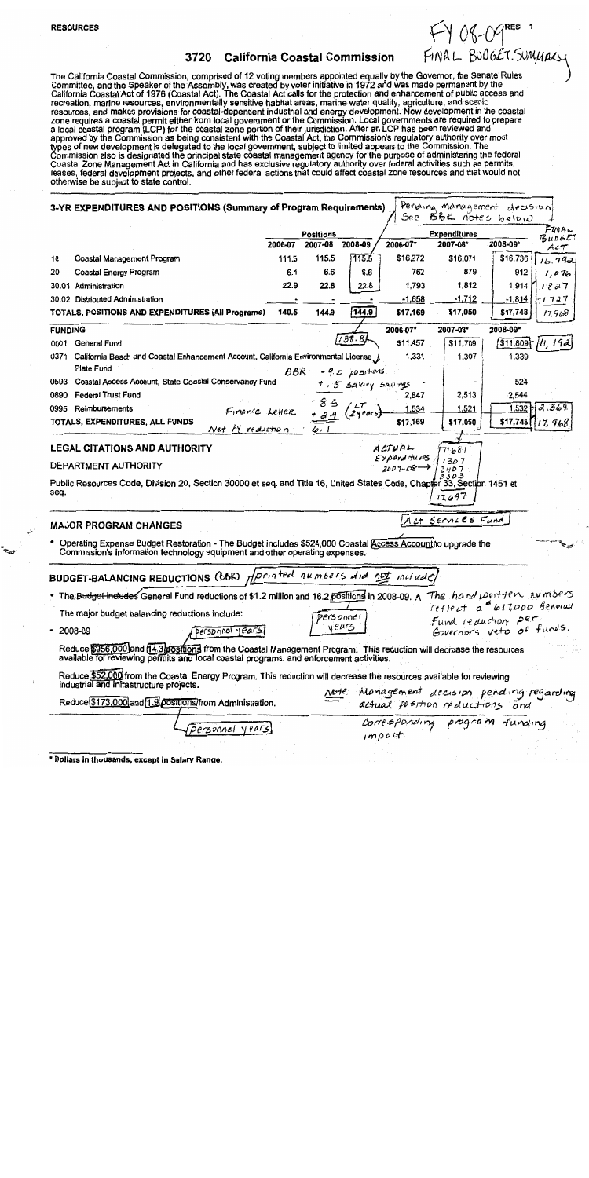RESOURCES

FY 08-09 FINAL BUDGET SUMMARY

RES 1

## 3720 California Coastal Commission

The California Coastal Commission, comprised of 12 voting members appointed equally by the Governor, the Senate Rules Committee, and the Speaker of the Assembly, was created by voter initiative in 1972 and was made permanent by the California Coastal Act of 1976 (Coastal Act). The Coastal Act calls for the protection and enhancement of public access and recreation, marine resources, environmentally sensitive habitat areas, marine water quality, agriculture, and scenic resources, and makes provisions for coastal-dependent industrial and energy development. New development in the coastal zone requires a coastal permit either from local government or the Commission. Local governments are required to prepare a local coastal program (LCP) for the coastal zone portion of their jurisdiction. After an LCP has been reviewed and approved by the Commission as being consistent with the Coastal Act, the Commission's regulatory authority over most types of new development is delegated to the local government, subject to limited appeals to the Commission. The Commission also is designated the principal state coastal management agency for the purpose of administering the federal Coastal Zone Management Act in California and has exclusive regulatory authority over federal activities such as permits, leases, federal development projects, and other federal actions that could affect coastal zone resources and that would not otherwise be subject to state control.

### 3-YR EXPENDITURES AND POSITIONS (Summary of Program Requirements)

*Pending management decision. See BBR notes below*

| | | Positions | | | Expenditures | | | |
|---|---|---|---|---|---|---|---|---|
| | | 2006-07 | 2007-08 | 2008-09 | 2006-07* | 2007-08* | 2008-09* | FINAL BUDGET ACT |
| 10 | Coastal Management Program | 111.5 | 115.5 | 115.5 | $16,272 | $16,071 | $16,736 | 16,742 |
| 20 | Coastal Energy Program | 6.1 | 6.6 | 6.6 | 762 | 879 | 912 | 1,076 |
| 30.01 | Administration | 22.9 | 22.8 | 22.8 | 1,793 | 1,812 | 1,914 | 1827 |
| 30.02 | Distributed Administration | - | - | - | -1,658 | -1,712 | -1,814 | -1727 |
| | TOTALS, POSITIONS AND EXPENDITURES (All Programs) | 140.5 | 144.9 | 144.9 | $17,169 | $17,050 | $17,748 | 17,968 |

| FUNDING | | | 2006-07* | 2007-08* | 2008-09* | FINAL BUDGET ACT |
|---|---|---|---|---|---|---|
| 0001 | General Fund | 138.8 | $11,457 | $11,709 | $11,809 | 11,192 |
| 0371 | California Beach and Coastal Enhancement Account, California Environmental License Plate Fund | | 1,331 | 1,307 | 1,339 | |
| 0593 | Coastal Access Account, State Coastal Conservancy Fund | | - | - | 524 | |
| 0890 | Federal Trust Fund | | 2,847 | 2,513 | 2,544 | |
| 0995 | Reimbursements | | 1,534 | 1,521 | 1,532 | 2,369 |
| | TOTALS, EXPENDITURES, ALL FUNDS | | $17,169 | $17,050 | $17,748 | 17,968 |

*Handwritten notes: BBR - 9.0 positions + 1.5 salary savings; Finance Letter - 8.5 (LT 2 years) + 2.4; Net PY reduction 6.1*

*ACTUAL Expenditures 2007-08 → 11681, 1307, 2407, 2303 = 17,697*

### LEGAL CITATIONS AND AUTHORITY

DEPARTMENT AUTHORITY

Public Resources Code, Division 20, Section 30000 et seq. and Title 16, United States Code, Chapter 33, Section 1451 et seq.

### MAJOR PROGRAM CHANGES

- Operating Expense Budget Restoration - The Budget includes $524,000 Coastal Access Account *(Act Services Fund)* to upgrade the Commission's information technology equipment and other operating expenses.

### BUDGET-BALANCING REDUCTIONS (BBR) *printed numbers did not include*

- The ~~Budget includes~~ General Fund reductions of $1.2 million and 16.2 positions *(personnel years)* in 2008-09. A *The hand written numbers reflect a \*617,000 General Fund reduction per Governor's veto of funds.*

The major budget balancing reductions include:

- 2008-09

Reduce $956,000 and 14.3 positions *(personnel years)* from the Coastal Management Program. This reduction will decrease the resources available for reviewing permits and local coastal programs, and enforcement activities.

Reduce $52,000 from the Coastal Energy Program. This reduction will decrease the resources available for reviewing industrial and infrastructure projects.

Reduce $173,000 and 1.9 positions *(personnel years)* from Administration.

*Note: Management decision pending regarding actual position reductions and corresponding program funding impact*

\* Dollars in thousands, except in Salary Range.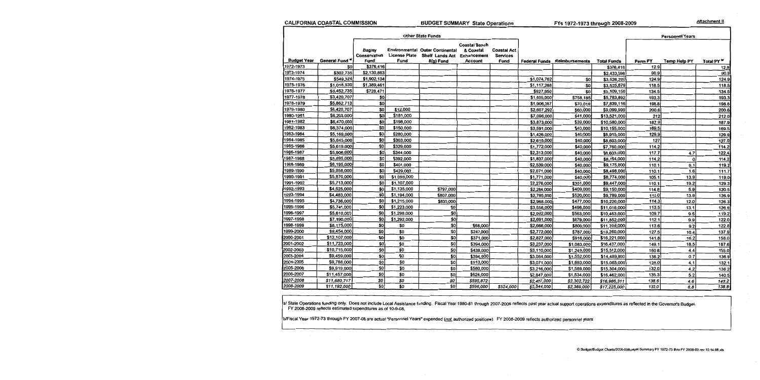CALIFORNIA COASTAL COMMISSION BUDGET SUMMARY State Operations FYs 1972-1973 through 2008-2009

Attachment II

| | | Other State Funds | | | | | | | | | Personnel Years | | |
|---|---|---|---|---|---|---|---|---|---|---|---|---|---|
| Budget Year | General Fund [a] | Bagley Conservation Fund | Environmental License Plate Fund | Outer Continental Shelf Lands Act 8(g) Fund | Coastal Beach & Coastal Enhancement Account | Coastal Act Services Fund | Federal Funds | Reimbursements | Total Funds | Perm PY | Temp Help PY | Total PY [b] |
| 1972-1973 | $0 | $376,416 | | | | | | | $376,416 | 12.9 | | 12.9 |
| 1973-1974 | $302,735 | $2,130,863 | | | | | | | $2,433,598 | 90.9 | | 90.9 |
| 1974-1975 | $549,324 | $1,902,134 | | | | | $1,074,762 | $0 | $3,526,220 | 124.9 | | 124.9 |
| 1975-1976 | $1,018,930 | $1,389,461 | | | | | $1,117,288 | $0 | $3,525,679 | 118.5 | | 118.5 |
| 1976-1977 | $3,452,735 | $728,471 | | | | | $927,950 | $0 | $5,109,156 | 134.5 | | 134.5 |
| 1977-1978 | $3,420,707 | $0 | | | | | $1,605,000 | $758,185 | $5,783,892 | 193.3 | | 193.3 |
| 1978-1979 | $5,862,713 | $0 | | | | | $1,906,387 | $70,016 | $7,839,116 | 198.8 | | 198.8 |
| 1979-1980 | $6,420,707 | $0 | $12,000 | | | | $2,607,292 | $60,000 | $9,099,999 | 200.6 | | 200.6 |
| 1980-1981 | $6,203,000 | $0 | $181,000 | | | | $7,096,000 | $41,000 | $13,521,000 | 212 | | 212.0 |
| 1981-1982 | $6,470,000 | $0 | $198,000 | | | | $3,873,000 | $39,000 | $10,580,000 | 187.9 | | 187.9 |
| 1982-1983 | $6,374,000 | $0 | $150,000 | | | | $3,591,000 | $40,000 | $10,155,000 | 169.5 | | 169.5 |
| 1983-1984 | $5,169,000 | $0 | $280,000 | | | | $1,426,000 | $40,000 | $6,915,000 | 129.9 | | 129.9 |
| 1984-1985 | $5,645,000 | $0 | $303,000 | | | | $2,615,000 | $40,000 | $8,603,000 | 127 | | 127.0 |
| 1985-1986 | $5,619,000 | $0 | $329,000 | | | | $1,772,000 | $40,000 | $7,760,000 | 114.2 | | 114.2 |
| 1986-1987 | $5,906,000 | $0 | $344,000 | | | | $2,313,000 | $40,000 | $8,603,000 | 117.7 | 4.7 | 122.4 |
| 1987-1988 | $5,895,000 | $0 | $392,000 | | | | $1,837,000 | $40,000 | $8,164,000 | 114.2 | 0 | 114.2 |
| 1988-1989 | $6,195,000 | $0 | $401,000 | | | | $2,539,000 | $40,000 | $9,175,000 | 110.1 | 9.1 | 119.2 |
| 1989-1990 | $5,958,000 | $0 | $429,000 | | | | $2,071,000 | $40,000 | $8,498,000 | 110.1 | 1.6 | 111.7 |
| 1990-1991 | $5,870,000 | $0 | $1,093,000 | | | | $1,771,000 | $40,000 | $8,774,000 | 105.1 | 13.9 | 119.0 |
| 1991-1992 | $5,713,000 | $0 | $1,107,000 | | | | $2,276,000 | $351,000 | $9,447,000 | 110.1 | 19.2 | 129.3 |
| 1992-1993 | $4,525,000 | $0 | $1,135,000 | $797,000 | | | $2,284,000 | $409,000 | $9,150,000 | 114.6 | 5.9 | 120.5 |
| 1993-1994 | $4,483,000 | $0 | $1,194,000 | $807,000 | | | $2,785,000 | $520,000 | $9,789,000 | 113.0 | 13.9 | 126.9 |
| 1994-1995 | $4,736,000 | $0 | $1,215,000 | $830,000 | | | $2,968,000 | $477,000 | $10,226,000 | 114.3 | 12.0 | 126.3 |
| 1995-1996 | $5,741,000 | $0 | $1,223,000 | $0 | | | $3,556,000 | $496,000 | $11,016,000 | 113.5 | 13.1 | 126.6 |
| 1996-1997 | $5,610,000 | $0 | $1,298,000 | $0 | | | $2,992,000 | $563,000 | $10,463,000 | 109.7 | 9.5 | 119.2 |
| 1997-1998 | $7,190,000 | $0 | $1,292,000 | $0 | | | $2,691,000 | $679,000 | $11,852,000 | 112.1 | 9.9 | 122.0 |
| 1998-1999 | $8,175,000 | $0 | $0 | $0 | $68,000 | | $2,666,000 | $800,000 | $11,709,000 | 113.6 | 9.2 | 122.8 |
| 1999-2000 | $9,454,000 | $0 | $0 | $0 | $247,000 | | $2,772,000 | $787,000 | $13,260,000 | 127.5 | 10.4 | 137.9 |
| 2000-2001 | $12,107,000 | $0 | $0 | $0 | $371,000 | | $2,827,000 | $916,000 | $16,221,000 | 141.8 | 16.2 | 158.0 |
| 2001-2002 | $11,723,000 | $0 | $0 | $0 | $394,000 | | $3,237,000 | $1,083,000 | $16,437,000 | 149.1 | 18.5 | 167.6 |
| 2002-2003 | $10,715,000 | $0 | $0 | $0 | $438,000 | | $3,110,000 | $1,249,000 | $15,512,000 | 150.6 | 4.4 | 155.0 |
| 2003-2004 | $9,459,000 | $0 | $0 | $0 | $394,000 | | $3,084,000 | $1,552,000 | $14,489,000 | 136.2 | 0.7 | 136.9 |
| 2004-2005 | $9,788,000 | $0 | $0 | $0 | $513,000 | | $3,071,000 | $1,693,000 | $15,065,000 | 128.0 | 4.1 | 132.1 |
| 2005-2006 | $9,919,000 | $0 | $0 | $0 | $580,000 | | $3,216,000 | $1,589,000 | $15,304,000 | 132.0 | 4.2 | 136.2 |
| 2006-2007 | $11,457,000 | $0 | $0 | $0 | $624,000 | | $2,847,000 | $1,534,000 | $16,462,000 | 135.3 | 5.2 | 140.5 |
| 2007-2008 | $11,680,717 | $0 | $0 | $0 | $595,872 | | $2,407,000 | $2,302,722 | $16,986,311 | 138.6 | 4.6 | 143.2 |
| 2008-2009 | $11,192,000 | $0 | $0 | $0 | $596,000 | $524,000 | $2,544,000 | $2,369,000 | $17,225,000 | 132.0 | 6.8 | 138.8 |

a/ State Operations funding only. Does not include Local Assistance funding. Fiscal Year 1980-81 through 2007-2008 reflects past year actual support operations expenditures as reflected in the Governor's Budget. FY 2008-2009 reflects estimated expenditures as of 10-9-08.

b/Fiscal Year 1972-73 through FY 2007-08 are actual "Personnel Years" expended (not authorized positions). FY 2008-2009 reflects authorized personnel years

G:Budget/Budget Charts/2008-09Budget Summary FY 1972-73 thru FY 2008-09.rev.10.14.08.xls